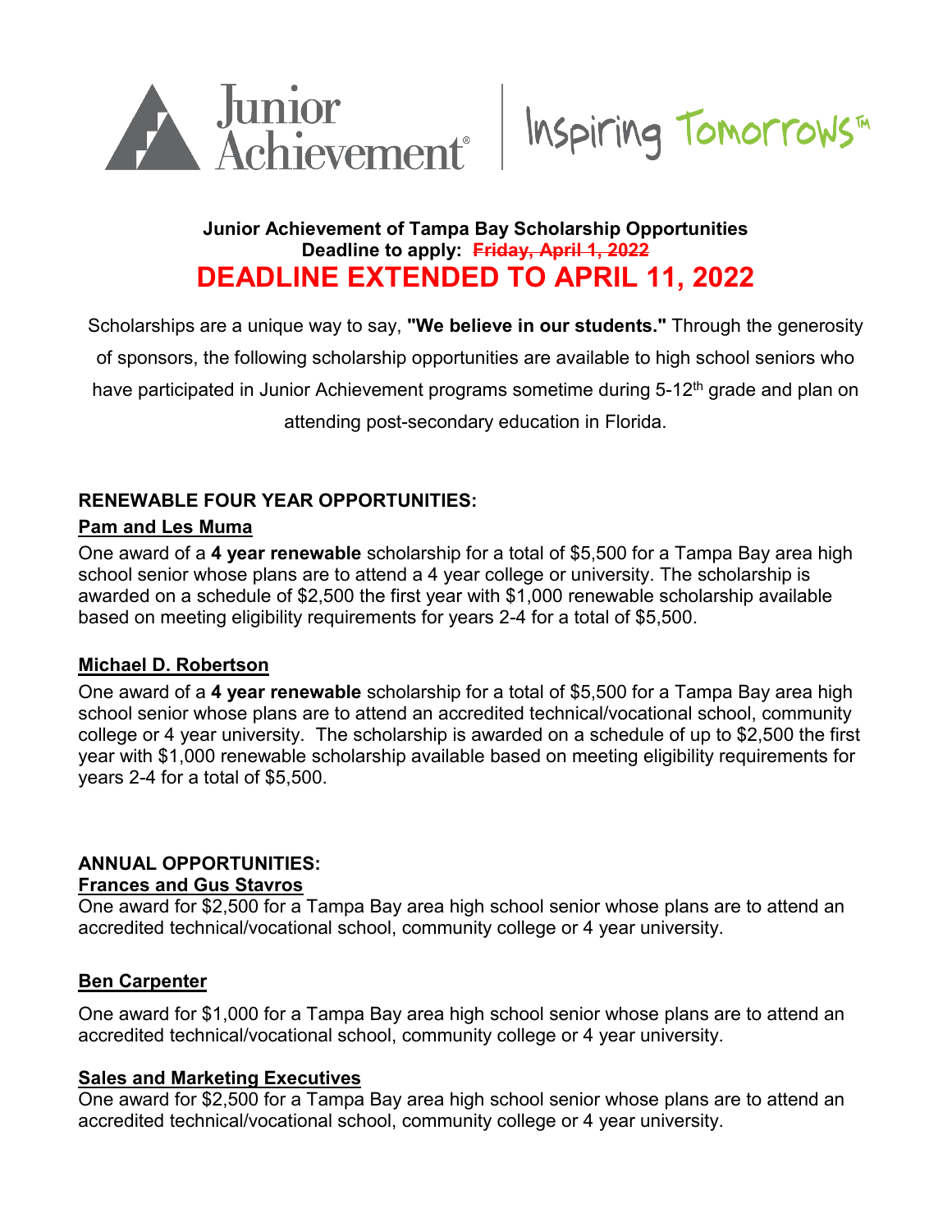Junior Achievement® | Inspiring Tomorrows™

**Junior Achievement of Tampa Bay Scholarship Opportunities**
**Deadline to apply: ~~Friday, April 1, 2022~~**

# DEADLINE EXTENDED TO APRIL 11, 2022

Scholarships are a unique way to say, **"We believe in our students."** Through the generosity of sponsors, the following scholarship opportunities are available to high school seniors who have participated in Junior Achievement programs sometime during 5-12th grade and plan on attending post-secondary education in Florida.

## RENEWABLE FOUR YEAR OPPORTUNITIES:

### Pam and Les Muma

One award of a **4 year renewable** scholarship for a total of $5,500 for a Tampa Bay area high school senior whose plans are to attend a 4 year college or university. The scholarship is awarded on a schedule of $2,500 the first year with $1,000 renewable scholarship available based on meeting eligibility requirements for years 2-4 for a total of $5,500.

### Michael D. Robertson

One award of a **4 year renewable** scholarship for a total of $5,500 for a Tampa Bay area high school senior whose plans are to attend an accredited technical/vocational school, community college or 4 year university. The scholarship is awarded on a schedule of up to $2,500 the first year with $1,000 renewable scholarship available based on meeting eligibility requirements for years 2-4 for a total of $5,500.

## ANNUAL OPPORTUNITIES:

### Frances and Gus Stavros

One award for $2,500 for a Tampa Bay area high school senior whose plans are to attend an accredited technical/vocational school, community college or 4 year university.

### Ben Carpenter

One award for $1,000 for a Tampa Bay area high school senior whose plans are to attend an accredited technical/vocational school, community college or 4 year university.

### Sales and Marketing Executives

One award for $2,500 for a Tampa Bay area high school senior whose plans are to attend an accredited technical/vocational school, community college or 4 year university.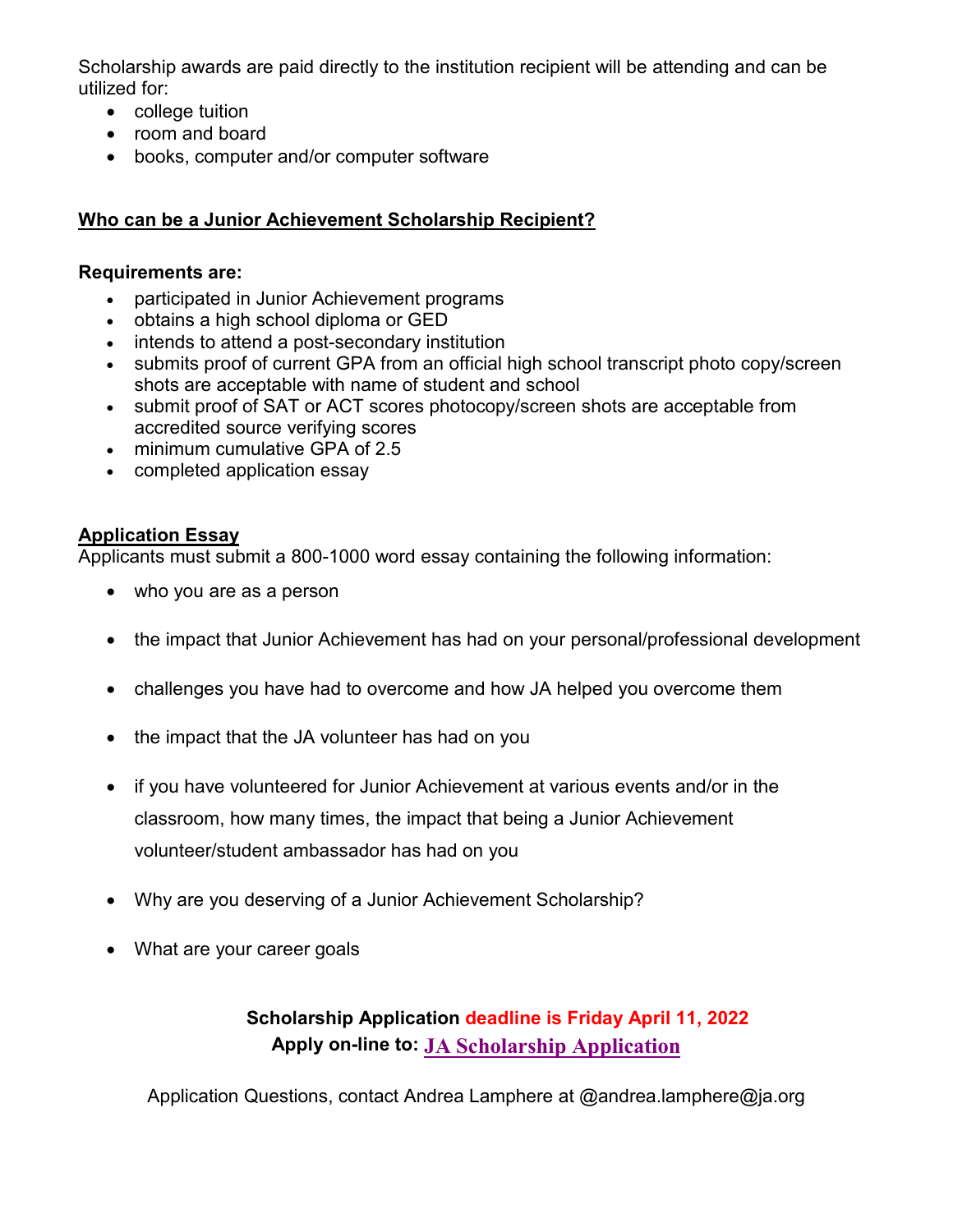Scholarship awards are paid directly to the institution recipient will be attending and can be utilized for:

- college tuition
- room and board
- books, computer and/or computer software

## Who can be a Junior Achievement Scholarship Recipient?

**Requirements are:**

- participated in Junior Achievement programs
- obtains a high school diploma or GED
- intends to attend a post-secondary institution
- submits proof of current GPA from an official high school transcript photo copy/screen shots are acceptable with name of student and school
- submit proof of SAT or ACT scores photocopy/screen shots are acceptable from accredited source verifying scores
- minimum cumulative GPA of 2.5
- completed application essay

## Application Essay

Applicants must submit a 800-1000 word essay containing the following information:

- who you are as a person
- the impact that Junior Achievement has had on your personal/professional development
- challenges you have had to overcome and how JA helped you overcome them
- the impact that the JA volunteer has had on you
- if you have volunteered for Junior Achievement at various events and/or in the classroom, how many times, the impact that being a Junior Achievement volunteer/student ambassador has had on you
- Why are you deserving of a Junior Achievement Scholarship?
- What are your career goals

**Scholarship Application deadline is Friday April 11, 2022**

**Apply on-line to: JA Scholarship Application**

Application Questions, contact Andrea Lamphere at @andrea.lamphere@ja.org